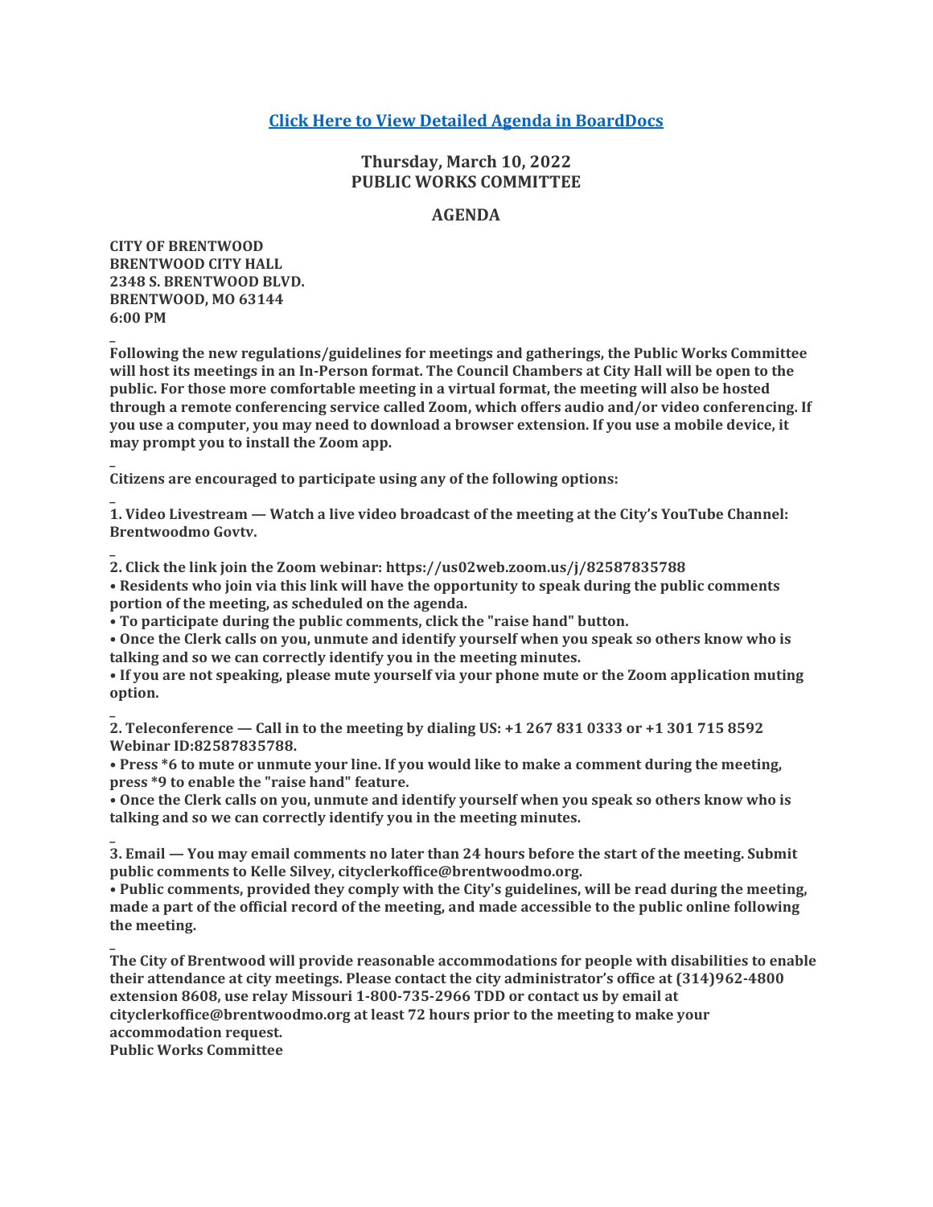**[Click Here to View Detailed Agenda in BoardDocs]**

## Thursday, March 10, 2022
## PUBLIC WORKS COMMITTEE

### AGENDA

**CITY OF BRENTWOOD**
**BRENTWOOD CITY HALL**
**2348 S. BRENTWOOD BLVD.**
**BRENTWOOD, MO 63144**
**6:00 PM**

_

**Following the new regulations/guidelines for meetings and gatherings, the Public Works Committee will host its meetings in an In-Person format. The Council Chambers at City Hall will be open to the public. For those more comfortable meeting in a virtual format, the meeting will also be hosted through a remote conferencing service called Zoom, which offers audio and/or video conferencing. If you use a computer, you may need to download a browser extension. If you use a mobile device, it may prompt you to install the Zoom app.**

_

**Citizens are encouraged to participate using any of the following options:**

_

**1. Video Livestream — Watch a live video broadcast of the meeting at the City's YouTube Channel: Brentwoodmo Govtv.**

_

**2. Click the link join the Zoom webinar: https://us02web.zoom.us/j/82587835788**

**• Residents who join via this link will have the opportunity to speak during the public comments portion of the meeting, as scheduled on the agenda.**

**• To participate during the public comments, click the "raise hand" button.**

**• Once the Clerk calls on you, unmute and identify yourself when you speak so others know who is talking and so we can correctly identify you in the meeting minutes.**

**• If you are not speaking, please mute yourself via your phone mute or the Zoom application muting option.**

_

**2. Teleconference — Call in to the meeting by dialing US: +1 267 831 0333 or +1 301 715 8592 Webinar ID:82587835788.**

**• Press *6 to mute or unmute your line. If you would like to make a comment during the meeting, press *9 to enable the "raise hand" feature.**

**• Once the Clerk calls on you, unmute and identify yourself when you speak so others know who is talking and so we can correctly identify you in the meeting minutes.**

_

**3. Email — You may email comments no later than 24 hours before the start of the meeting. Submit public comments to Kelle Silvey, cityclerkoffice@brentwoodmo.org.**

**• Public comments, provided they comply with the City's guidelines, will be read during the meeting, made a part of the official record of the meeting, and made accessible to the public online following the meeting.**

_

**The City of Brentwood will provide reasonable accommodations for people with disabilities to enable their attendance at city meetings. Please contact the city administrator's office at (314)962-4800 extension 8608, use relay Missouri 1-800-735-2966 TDD or contact us by email at cityclerkoffice@brentwoodmo.org at least 72 hours prior to the meeting to make your accommodation request.**

**Public Works Committee**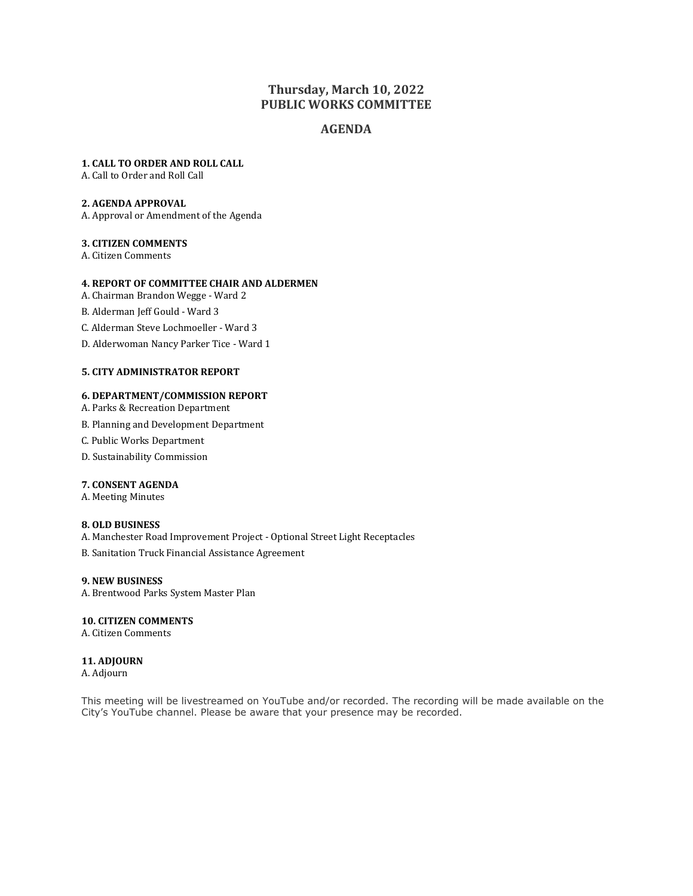# Thursday, March 10, 2022
# PUBLIC WORKS COMMITTEE

## AGENDA

**1. CALL TO ORDER AND ROLL CALL**

A. Call to Order and Roll Call

**2. AGENDA APPROVAL**

A. Approval or Amendment of the Agenda

**3. CITIZEN COMMENTS**

A. Citizen Comments

**4. REPORT OF COMMITTEE CHAIR AND ALDERMEN**

A. Chairman Brandon Wegge - Ward 2

B. Alderman Jeff Gould - Ward 3

C. Alderman Steve Lochmoeller - Ward 3

D. Alderwoman Nancy Parker Tice - Ward 1

**5. CITY ADMINISTRATOR REPORT**

**6. DEPARTMENT/COMMISSION REPORT**

A. Parks & Recreation Department

B. Planning and Development Department

C. Public Works Department

D. Sustainability Commission

**7. CONSENT AGENDA**

A. Meeting Minutes

**8. OLD BUSINESS**

A. Manchester Road Improvement Project - Optional Street Light Receptacles

B. Sanitation Truck Financial Assistance Agreement

**9. NEW BUSINESS**

A. Brentwood Parks System Master Plan

**10. CITIZEN COMMENTS**

A. Citizen Comments

**11. ADJOURN**

A. Adjourn

This meeting will be livestreamed on YouTube and/or recorded. The recording will be made available on the City's YouTube channel. Please be aware that your presence may be recorded.